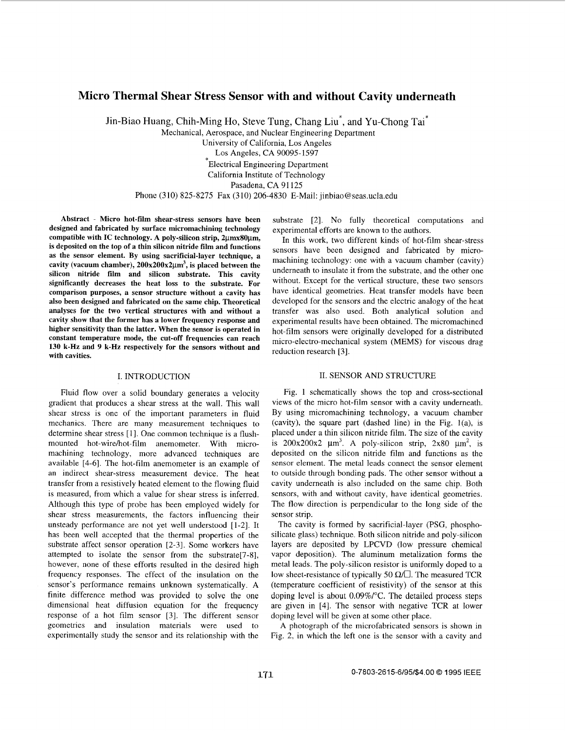# Micro Thermal Shear Stress Sensor with and without Cavity underneath

Jin-Biao Huang, Chih-Ming Ho, Steve Tung, Chang Liu*, and Yu-Chong Tai*

Mechanical, Aerospace, and Nuclear Engineering Department
University of California, Los Angeles
Los Angeles, CA 90095-1597
*Electrical Engineering Department
California Institute of Technology
Pasadena, CA 91125
Phone (310) 825-8275 Fax (310) 206-4830 E-Mail: jinbiao@seas.ucla.edu

**Abstract - Micro hot-film shear-stress sensors have been designed and fabricated by surface micromachining technology compatible with IC technology. A poly-silicon strip, 2μmx80μm, is deposited on the top of a thin silicon nitride film and functions as the sensor element. By using sacrificial-layer technique, a cavity (vacuum chamber), 200x200x2μm$^3$, is placed between the silicon nitride film and silicon substrate. This cavity significantly decreases the heat loss to the substrate. For comparison purposes, a sensor structure without a cavity has also been designed and fabricated on the same chip. Theoretical analyses for the two vertical structures with and without a cavity show that the former has a lower frequency response and higher sensitivity than the latter. When the sensor is operated in constant temperature mode, the cut-off frequencies can reach 130 k-Hz and 9 k-Hz respectively for the sensors without and with cavities.**

## I. INTRODUCTION

Fluid flow over a solid boundary generates a velocity gradient that produces a shear stress at the wall. This wall shear stress is one of the important parameters in fluid mechanics. There are many measurement techniques to determine shear stress [1]. One common technique is a flush-mounted hot-wire/hot-film anemometer. With micro-machining technology, more advanced techniques are available [4-6]. The hot-film anemometer is an example of an indirect shear-stress measurement device. The heat transfer from a resistively heated element to the flowing fluid is measured, from which a value for shear stress is inferred. Although this type of probe has been employed widely for shear stress measurements, the factors influencing their unsteady performance are not yet well understood [1-2]. It has been well accepted that the thermal properties of the substrate affect sensor operation [2-3]. Some workers have attempted to isolate the sensor from the substrate[7-8], however, none of these efforts resulted in the desired high frequency responses. The effect of the insulation on the sensor's performance remains unknown systematically. A finite difference method was provided to solve the one dimensional heat diffusion equation for the frequency response of a hot film sensor [3]. The different sensor geometries and insulation materials were used to experimentally study the sensor and its relationship with the substrate [2]. No fully theoretical computations and experimental efforts are known to the authors.

In this work, two different kinds of hot-film shear-stress sensors have been designed and fabricated by micro-machining technology: one with a vacuum chamber (cavity) underneath to insulate it from the substrate, and the other one without. Except for the vertical structure, these two sensors have identical geometries. Heat transfer models have been developed for the sensors and the electric analogy of the heat transfer was also used. Both analytical solution and experimental results have been obtained. The micromachined hot-film sensors were originally developed for a distributed micro-electro-mechanical system (MEMS) for viscous drag reduction research [3].

## II. SENSOR AND STRUCTURE

Fig. 1 schematically shows the top and cross-sectional views of the micro hot-film sensor with a cavity underneath. By using micromachining technology, a vacuum chamber (cavity), the square part (dashed line) in the Fig. 1(a), is placed under a thin silicon nitride film. The size of the cavity is 200x200x2 μm$^3$. A poly-silicon strip, 2x80 μm$^2$, is deposited on the silicon nitride film and functions as the sensor element. The metal leads connect the sensor element to outside through bonding pads. The other sensor without a cavity underneath is also included on the same chip. Both sensors, with and without cavity, have identical geometries. The flow direction is perpendicular to the long side of the sensor strip.

The cavity is formed by sacrificial-layer (PSG, phospho-silicate glass) technique. Both silicon nitride and poly-silicon layers are deposited by LPCVD (low pressure chemical vapor deposition). The aluminum metalization forms the metal leads. The poly-silicon resistor is uniformly doped to a low sheet-resistance of typically 50 Ω/□. The measured TCR (temperature coefficient of resistivity) of the sensor at this doping level is about 0.09%/°C. The detailed process steps are given in [4]. The sensor with negative TCR at lower doping level will be given at some other place.

A photograph of the microfabricated sensors is shown in Fig. 2, in which the left one is the sensor with a cavity and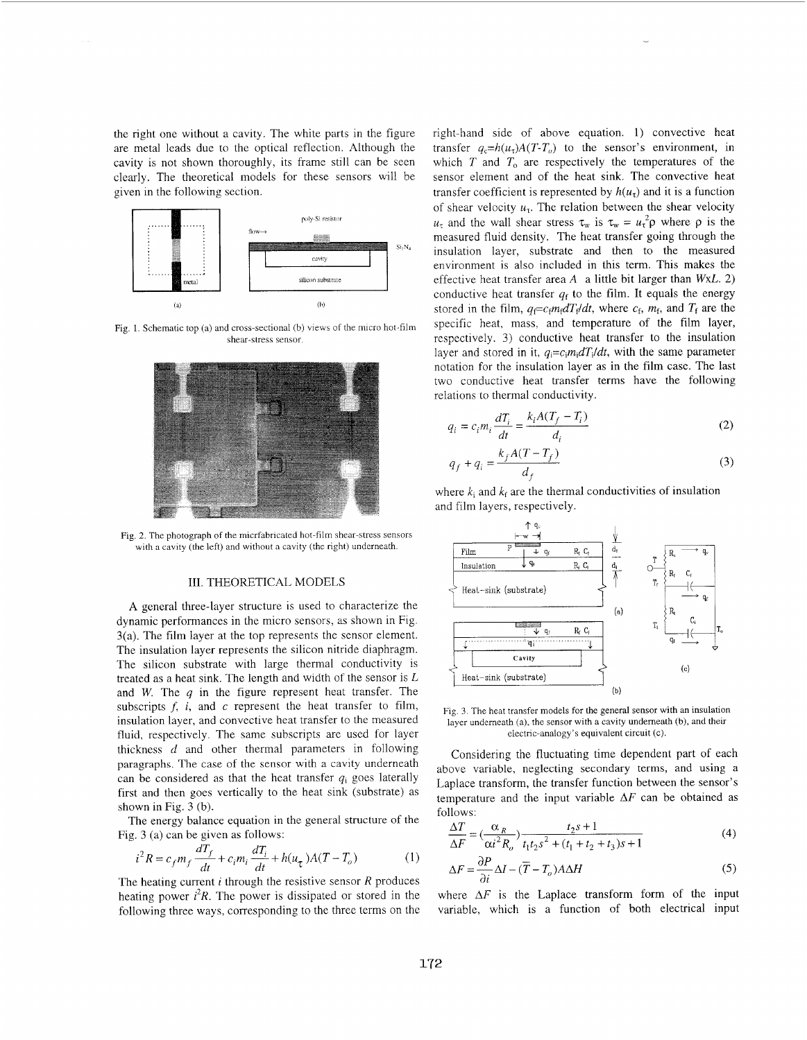the right one without a cavity. The white parts in the figure are metal leads due to the optical reflection. Although the cavity is not shown thoroughly, its frame still can be seen clearly. The theoretical models for these sensors will be given in the following section.

Fig. 1. Schematic top (a) and cross-sectional (b) views of the micro hot-film shear-stress sensor.

Fig. 2. The photograph of the micrfabricated hot-film shear-stress sensors with a cavity (the left) and without a cavity (the right) underneath.

## III. THEORETICAL MODELS

A general three-layer structure is used to characterize the dynamic performances in the micro sensors, as shown in Fig. 3(a). The film layer at the top represents the sensor element. The insulation layer represents the silicon nitride diaphragm. The silicon substrate with large thermal conductivity is treated as a heat sink. The length and width of the sensor is $L$ and $W$. The $q$ in the figure represent heat transfer. The subscripts $f$, $i$, and $c$ represent the heat transfer to film, insulation layer, and convective heat transfer to the measured fluid, respectively. The same subscripts are used for layer thickness $d$ and other thermal parameters in following paragraphs. The case of the sensor with a cavity underneath can be considered as that the heat transfer $q_i$ goes laterally first and then goes vertically to the heat sink (substrate) as shown in Fig. 3 (b).

The energy balance equation in the general structure of the Fig. 3 (a) can be given as follows:

$$i^2 R = c_f m_f \frac{dT_f}{dt} + c_i m_i \frac{dT_i}{dt} + h(u_\tau)A(T - T_o) \tag{1}$$

The heating current $i$ through the resistive sensor $R$ produces heating power $i^2R$. The power is dissipated or stored in the following three ways, corresponding to the three terms on the right-hand side of above equation. 1) convective heat transfer $q_c=h(u_\tau)A(T-T_o)$ to the sensor's environment, in which $T$ and $T_o$ are respectively the temperatures of the sensor element and of the heat sink. The convective heat transfer coefficient is represented by $h(u_\tau)$ and it is a function of shear velocity $u_\tau$. The relation between the shear velocity $u_\tau$ and the wall shear stress $\tau_w$ is $\tau_w = u_\tau^2\rho$ where $\rho$ is the measured fluid density. The heat transfer going through the insulation layer, substrate and then to the measured environment is also included in this term. This makes the effective heat transfer area $A$ a little bit larger than $W$x$L$. 2) conductive heat transfer $q_f$ to the film. It equals the energy stored in the film, $q_f=c_f m_f dT_f/dt$, where $c_f$, $m_f$, and $T_f$ are the specific heat, mass, and temperature of the film layer, respectively. 3) conductive heat transfer to the insulation layer and stored in it, $q_i=c_i m_i dT_i/dt$, with the same parameter notation for the insulation layer as in the film case. The last two conductive heat transfer terms have the following relations to thermal conductivity.

$$q_i = c_i m_i \frac{dT_i}{dt} = \frac{k_i A(T_f - T_i)}{d_i} \tag{2}$$

$$q_f + q_i = \frac{k_f A(T - T_f)}{d_f} \tag{3}$$

where $k_i$ and $k_f$ are the thermal conductivities of insulation and film layers, respectively.

Fig. 3. The heat transfer models for the general sensor with an insulation layer underneath (a), the sensor with a cavity underneath (b), and their electric-analogy's equivalent circuit (c).

Considering the fluctuating time dependent part of each above variable, neglecting secondary terms, and using a Laplace transform, the transfer function between the sensor's temperature and the input variable $\Delta F$ can be obtained as follows:

$$\frac{\Delta T}{\Delta F} = \left(\frac{\alpha_R}{\alpha i^2 R_o}\right)\frac{t_2 s + 1}{t_1 t_2 s^2 + (t_1 + t_2 + t_3)s + 1} \tag{4}$$

$$\Delta F = \frac{\partial P}{\partial i}\Delta I - (\overline{T} - T_o)A\Delta H \tag{5}$$

where $\Delta F$ is the Laplace transform form of the input variable, which is a function of both electrical input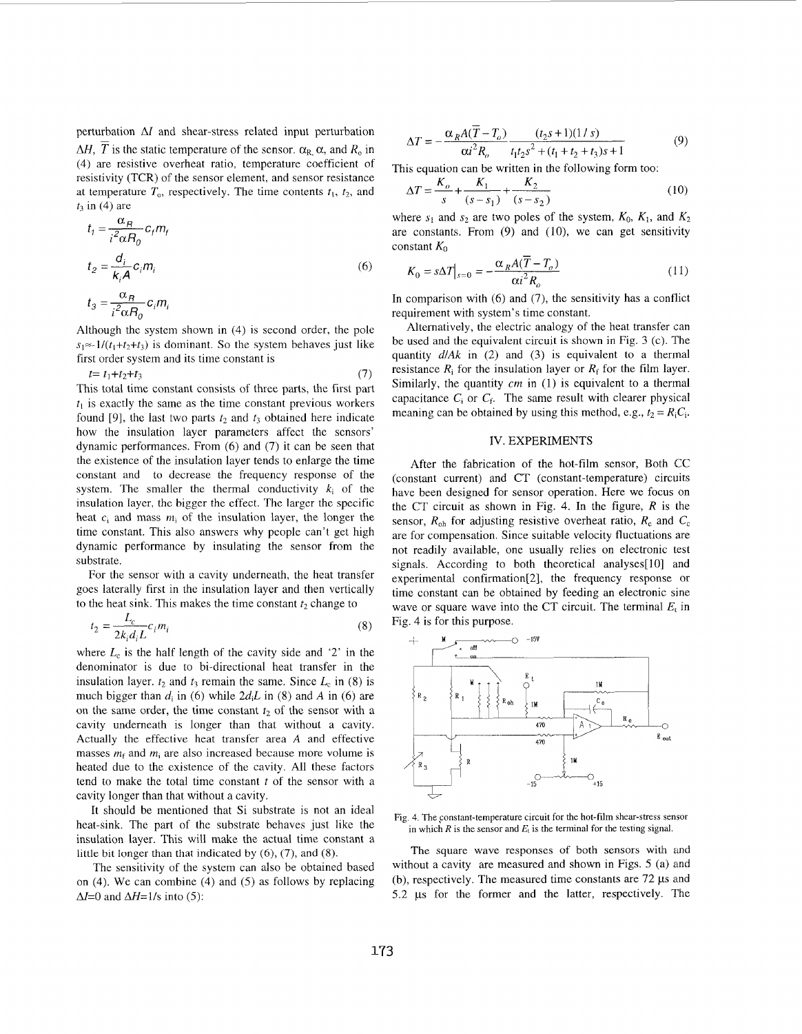perturbation $\Delta I$ and shear-stress related input perturbation $\Delta H$, $\overline{T}$ is the static temperature of the sensor. $\alpha_R$, $\alpha$, and $R_o$ in (4) are resistive overheat ratio, temperature coefficient of resistivity (TCR) of the sensor element, and sensor resistance at temperature $T_o$, respectively. The time contents $t_1$, $t_2$, and $t_3$ in (4) are

$$t_1 = \frac{\alpha_R}{i^2 \alpha R_0} c_f m_f$$
$$t_2 = \frac{d_i}{k_i A} c_i m_i \tag{6}$$
$$t_3 = \frac{\alpha_R}{i^2 \alpha R_0} c_i m_i$$

Although the system shown in (4) is second order, the pole $s_1 \approx -1/(t_1+t_2+t_3)$ is dominant. So the system behaves just like first order system and its time constant is

$$t = t_1 + t_2 + t_3 \tag{7}$$

This total time constant consists of three parts, the first part $t_1$ is exactly the same as the time constant previous workers found [9], the last two parts $t_2$ and $t_3$ obtained here indicate how the insulation layer parameters affect the sensors' dynamic performances. From (6) and (7) it can be seen that the existence of the insulation layer tends to enlarge the time constant and to decrease the frequency response of the system. The smaller the thermal conductivity $k_i$ of the insulation layer, the bigger the effect. The larger the specific heat $c_i$ and mass $m_i$ of the insulation layer, the longer the time constant. This also answers why people can't get high dynamic performance by insulating the sensor from the substrate.

For the sensor with a cavity underneath, the heat transfer goes laterally first in the insulation layer and then vertically to the heat sink. This makes the time constant $t_2$ change to

$$t_2 = \frac{L_c}{2 k_i d_i L} c_i m_i \tag{8}$$

where $L_c$ is the half length of the cavity side and '2' in the denominator is due to bi-directional heat transfer in the insulation layer. $t_2$ and $t_3$ remain the same. Since $L_c$ in (8) is much bigger than $d_i$ in (6) while $2d_iL$ in (8) and $A$ in (6) are on the same order, the time constant $t_2$ of the sensor with a cavity underneath is longer than that without a cavity. Actually the effective heat transfer area $A$ and effective masses $m_f$ and $m_i$ are also increased because more volume is heated due to the existence of the cavity. All these factors tend to make the total time constant $t$ of the sensor with a cavity longer than that without a cavity.

It should be mentioned that Si substrate is not an ideal heat-sink. The part of the substrate behaves just like the insulation layer. This will make the actual time constant a little bit longer than that indicated by (6), (7), and (8).

The sensitivity of the system can also be obtained based on (4). We can combine (4) and (5) as follows by replacing $\Delta I$=0 and $\Delta H$=1/s into (5):

$$\Delta T = -\frac{\alpha_R A(\overline{T} - T_o)}{\alpha i^2 R_o} \frac{(t_2 s + 1)(1/s)}{t_1 t_2 s^2 + (t_1 + t_2 + t_3)s + 1} \tag{9}$$

This equation can be written in the following form too:

$$\Delta T = \frac{K_o}{s} + \frac{K_1}{(s - s_1)} + \frac{K_2}{(s - s_2)} \tag{10}$$

where $s_1$ and $s_2$ are two poles of the system, $K_0$, $K_1$, and $K_2$ are constants. From (9) and (10), we can get sensitivity constant $K_0$

$$K_0 = s\Delta T\big|_{s=0} = -\frac{\alpha_R A(\overline{T} - T_o)}{\alpha i^2 R_o} \tag{11}$$

In comparison with (6) and (7), the sensitivity has a conflict requirement with system's time constant.

Alternatively, the electric analogy of the heat transfer can be used and the equivalent circuit is shown in Fig. 3 (c). The quantity $d/Ak$ in (2) and (3) is equivalent to a thermal resistance $R_i$ for the insulation layer or $R_f$ for the film layer. Similarly, the quantity $cm$ in (1) is equivalent to a thermal capacitance $C_i$ or $C_f$. The same result with clearer physical meaning can be obtained by using this method, e.g., $t_2 = R_iC_i$.

## IV. EXPERIMENTS

After the fabrication of the hot-film sensor, Both CC (constant current) and CT (constant-temperature) circuits have been designed for sensor operation. Here we focus on the CT circuit as shown in Fig. 4. In the figure, $R$ is the sensor, $R_{oh}$ for adjusting resistive overheat ratio, $R_c$ and $C_c$ are for compensation. Since suitable velocity fluctuations are not readily available, one usually relies on electronic test signals. According to both theoretical analyses[10] and experimental confirmation[2], the frequency response or time constant can be obtained by feeding an electronic sine wave or square wave into the CT circuit. The terminal $E_t$ in Fig. 4 is for this purpose.

Fig. 4. The constant-temperature circuit for the hot-film shear-stress sensor in which $R$ is the sensor and $E_t$ is the terminal for the testing signal.

The square wave responses of both sensors with and without a cavity are measured and shown in Figs. 5 (a) and (b), respectively. The measured time constants are 72 μs and 5.2 μs for the former and the latter, respectively. The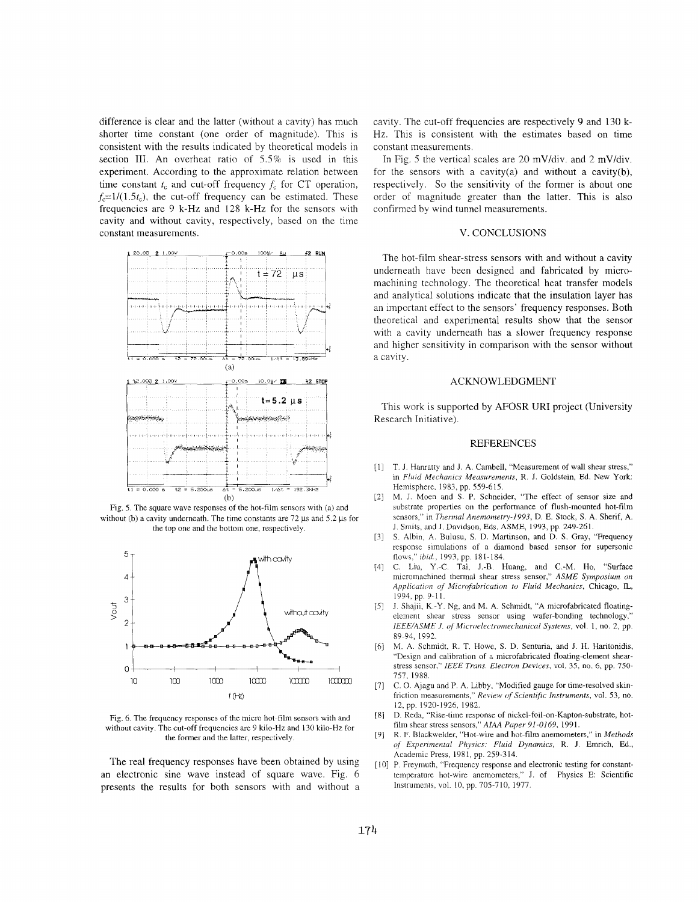difference is clear and the latter (without a cavity) has much shorter time constant (one order of magnitude). This is consistent with the results indicated by theoretical models in section III. An overheat ratio of 5.5% is used in this experiment. According to the approximate relation between time constant $t_c$ and cut-off frequency $f_c$ for CT operation, $f_c=1/(1.5t_c)$, the cut-off frequency can be estimated. These frequencies are 9 k-Hz and 128 k-Hz for the sensors with cavity and without cavity, respectively, based on the time constant measurements.

t = 72 µs

(a)

t=5.2 µs

(b)

Fig. 5. The square wave responses of the hot-film sensors with (a) and without (b) a cavity underneath. The time constants are 72 µs and 5.2 µs for the top one and the bottom one, respectively.

with cavity

without cavity

Vout

f (Hz)

Fig. 6. The frequency responses of the micro hot-film sensors with and without cavity. The cut-off frequencies are 9 kilo-Hz and 130 kilo-Hz for the former and the latter, respectively.

The real frequency responses have been obtained by using an electronic sine wave instead of square wave. Fig. 6 presents the results for both sensors with and without a cavity. The cut-off frequencies are respectively 9 and 130 k-Hz. This is consistent with the estimates based on time constant measurements.

In Fig. 5 the vertical scales are 20 mV/div. and 2 mV/div. for the sensors with a cavity(a) and without a cavity(b), respectively. So the sensitivity of the former is about one order of magnitude greater than the latter. This is also confirmed by wind tunnel measurements.

## V. CONCLUSIONS

The hot-film shear-stress sensors with and without a cavity underneath have been designed and fabricated by micro-machining technology. The theoretical heat transfer models and analytical solutions indicate that the insulation layer has an important effect to the sensors' frequency responses. Both theoretical and experimental results show that the sensor with a cavity underneath has a slower frequency response and higher sensitivity in comparison with the sensor without a cavity.

## ACKNOWLEDGMENT

This work is supported by AFOSR URI project (University Research Initiative).

## REFERENCES

[1] T. J. Hanratty and J. A. Cambell, "Measurement of wall shear stress," in *Fluid Mechanics Measurements*, R. J. Goldstein, Ed. New York: Hemisphere, 1983, pp. 559-615.

[2] M. J. Moen and S. P. Schneider, "The effect of sensor size and substrate properties on the performance of flush-mounted hot-film sensors," in *Thermal Anemometry-1993*, D. E. Stock, S. A. Sherif, A. J. Smits, and J. Davidson, Eds. ASME, 1993, pp. 249-261.

[3] S. Albin, A. Bulusu, S. D. Martinson, and D. S. Gray, "Frequency response simulations of a diamond based sensor for supersonic flows," *ibid.*, 1993, pp. 181-184.

[4] C. Liu, Y.-C. Tai, J.-B. Huang, and C.-M. Ho, "Surface micromachined thermal shear stress sensor," *ASME Symposium on Application of Microfabrication to Fluid Mechanics*, Chicago, IL, 1994, pp. 9-11.

[5] J. Shajii, K.-Y. Ng, and M. A. Schmidt, "A microfabricated floating-element shear stress sensor using wafer-bonding technology," *IEEE/ASME J. of Microelectromechanical Systems*, vol. 1, no. 2, pp. 89-94, 1992.

[6] M. A. Schmidt, R. T. Howe, S. D. Senturia, and J. H. Haritonidis, "Design and calibration of a microfabricated floating-element shear-stress sensor," *IEEE Trans. Electron Devices*, vol. 35, no. 6, pp. 750-757, 1988.

[7] C. O. Ajagu and P. A. Libby, "Modified gauge for time-resolved skin-friction measurements," *Review of Scientific Instruments*, vol. 53, no. 12, pp. 1920-1926, 1982.

[8] D. Reda, "Rise-time response of nickel-foil-on-Kapton-substrate, hot-film shear stress sensors," *AIAA Paper 91-0169*, 1991.

[9] R. F. Blackwelder, "Hot-wire and hot-film anemometers," in *Methods of Experimental Physics: Fluid Dynamics*, R. J. Emrich, Ed., Academic Press, 1981, pp. 259-314.

[10] P. Freymuth, "Frequency response and electronic testing for constant-temperature hot-wire anemometers," J. of Physics E: Scientific Instruments, vol. 10, pp. 705-710, 1977.